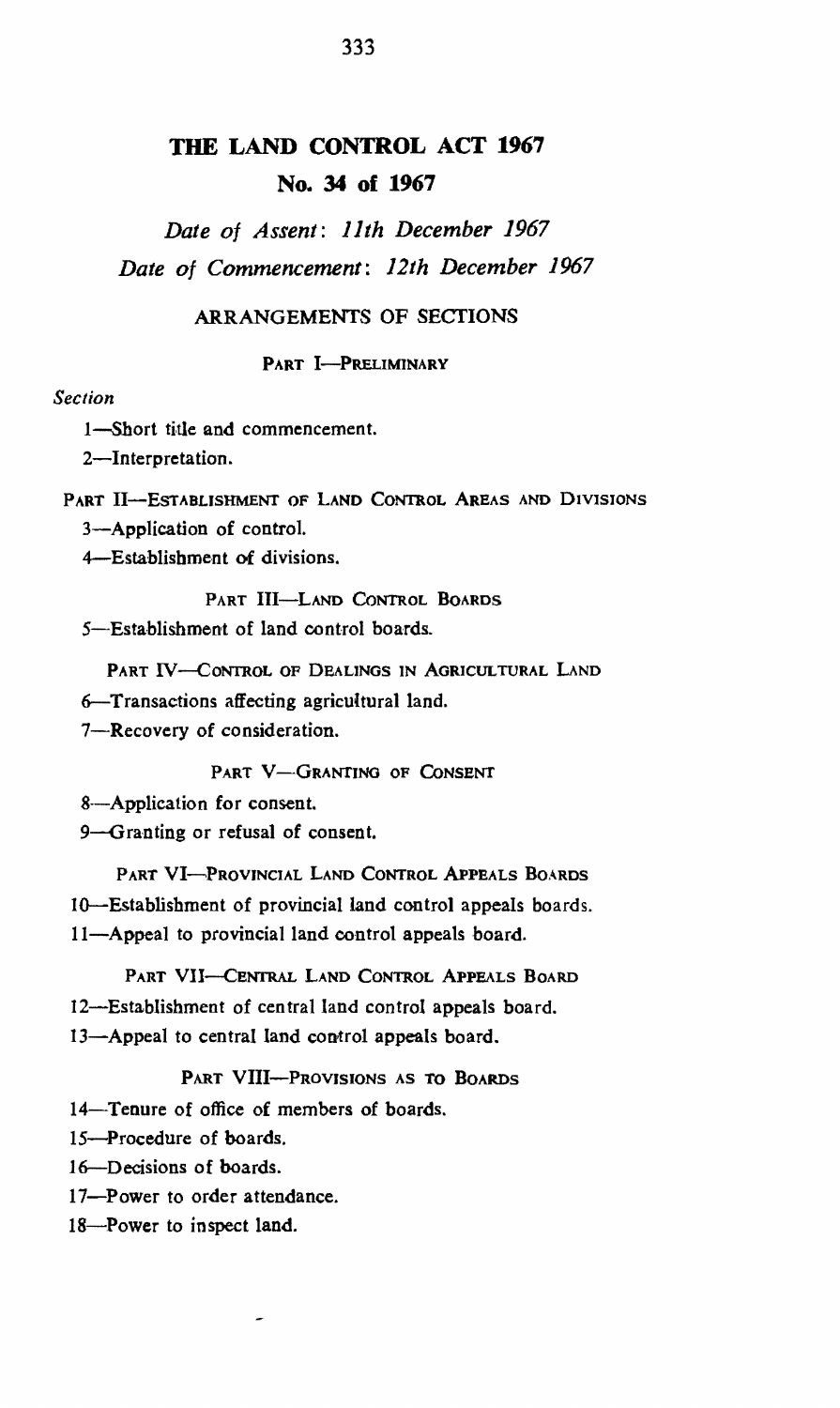# THE LAND CONTROL ACT 1967

## No. 34 of 1967

*Date of Assent: 11th December 1967*

*Date of Commencement: 12th December 1967*

### ARRANGEMENTS OF SECTIONS

#### PART I—PRELIMINARY

*Section*

1—Short title and commencement.

2—Interpretation.

#### PART II—ESTABLISHMENT OF LAND CONTROL AREAS AND DIVISIONS

3—Application of control.

4—Establishment of divisions.

#### PART III—LAND CONTROL BOARDS

5—Establishment of land control boards.

#### PART IV—CONTROL OF DEALINGS IN AGRICULTURAL LAND

6—Transactions affecting agricultural land.

7—Recovery of consideration.

#### PART V—GRANTING OF CONSENT

8—Application for consent.

9—Granting or refusal of consent.

#### PART VI—PROVINCIAL LAND CONTROL APPEALS BOARDS

10—Establishment of provincial land control appeals boards.

11—Appeal to provincial land control appeals board.

#### PART VII—CENTRAL LAND CONTROL APPEALS BOARD

12—Establishment of central land control appeals board.

13—Appeal to central land control appeals board.

#### PART VIII—PROVISIONS AS TO BOARDS

14—Tenure of office of members of boards.

15—Procedure of boards.

16—Decisions of boards.

17—Power to order attendance.

18—Power to inspect land.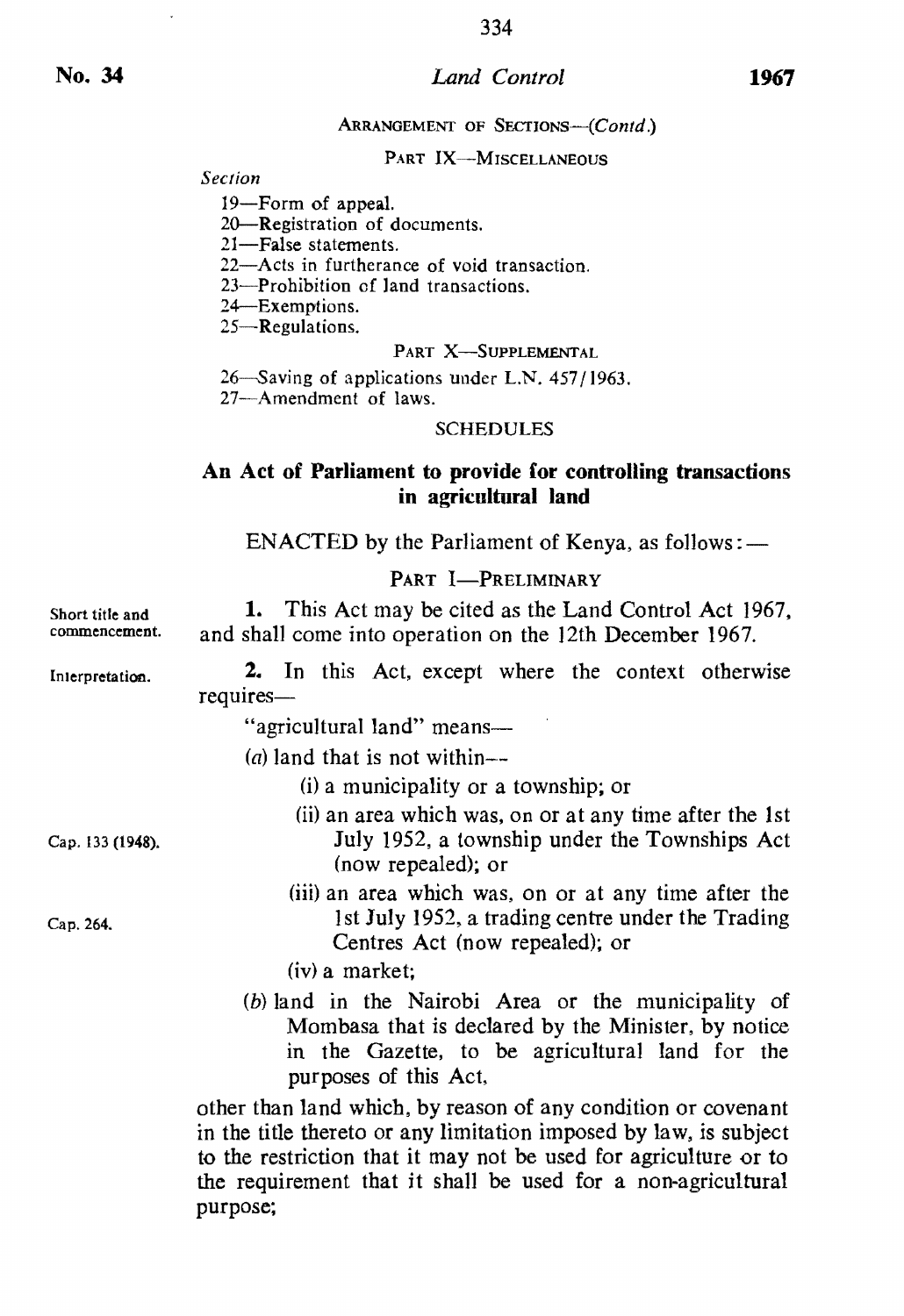ARRANGEMENT OF SECTIONS—(*Contd.*)

PART IX—MISCELLANEOUS

*Section*

19—Form of appeal.
20—Registration of documents.
21—False statements.
22—Acts in furtherance of void transaction.
23—Prohibition of land transactions.
24—Exemptions.
25—Regulations.

PART X—SUPPLEMENTAL

26—Saving of applications under L.N. 457/1963.
27—Amendment of laws.

SCHEDULES

**An Act of Parliament to provide for controlling transactions in agricultural land**

ENACTED by the Parliament of Kenya, as follows:—

PART I—PRELIMINARY

Short title and commencement.

**1.** This Act may be cited as the Land Control Act 1967, and shall come into operation on the 12th December 1967.

Interpretation.

**2.** In this Act, except where the context otherwise requires—

"agricultural land" means—

(*a*) land that is not within—

(i) a municipality or a township; or

(ii) an area which was, on or at any time after the 1st July 1952, a township under the Townships Act (now repealed); or *Cap. 133 (1948).*

(iii) an area which was, on or at any time after the 1st July 1952, a trading centre under the Trading Centres Act (now repealed); or *Cap. 264.*

(iv) a market;

(*b*) land in the Nairobi Area or the municipality of Mombasa that is declared by the Minister, by notice in the Gazette, to be agricultural land for the purposes of this Act,

other than land which, by reason of any condition or covenant in the title thereto or any limitation imposed by law, is subject to the restriction that it may not be used for agriculture or to the requirement that it shall be used for a non-agricultural purpose;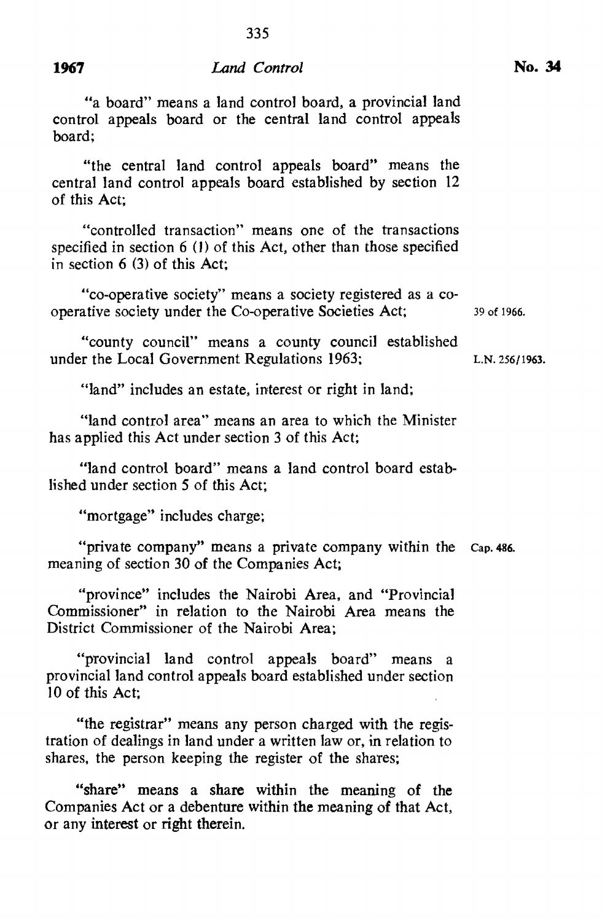"a board" means a land control board, a provincial land control appeals board or the central land control appeals board;

"the central land control appeals board" means the central land control appeals board established by section 12 of this Act;

"controlled transaction" means one of the transactions specified in section 6 (1) of this Act, other than those specified in section 6 (3) of this Act;

"co-operative society" means a society registered as a co-operative society under the Co-operative Societies Act; 39 of 1966.

"county council" means a county council established under the Local Government Regulations 1963; L.N. 256/1963.

"land" includes an estate, interest or right in land;

"land control area" means an area to which the Minister has applied this Act under section 3 of this Act;

"land control board" means a land control board established under section 5 of this Act;

"mortgage" includes charge;

"private company" means a private company within the meaning of section 30 of the Companies Act; Cap. 486.

"province" includes the Nairobi Area, and "Provincial Commissioner" in relation to the Nairobi Area means the District Commissioner of the Nairobi Area;

"provincial land control appeals board" means a provincial land control appeals board established under section 10 of this Act;

"the registrar" means any person charged with the registration of dealings in land under a written law or, in relation to shares, the person keeping the register of the shares;

"share" means a share within the meaning of the Companies Act or a debenture within the meaning of that Act, or any interest or right therein.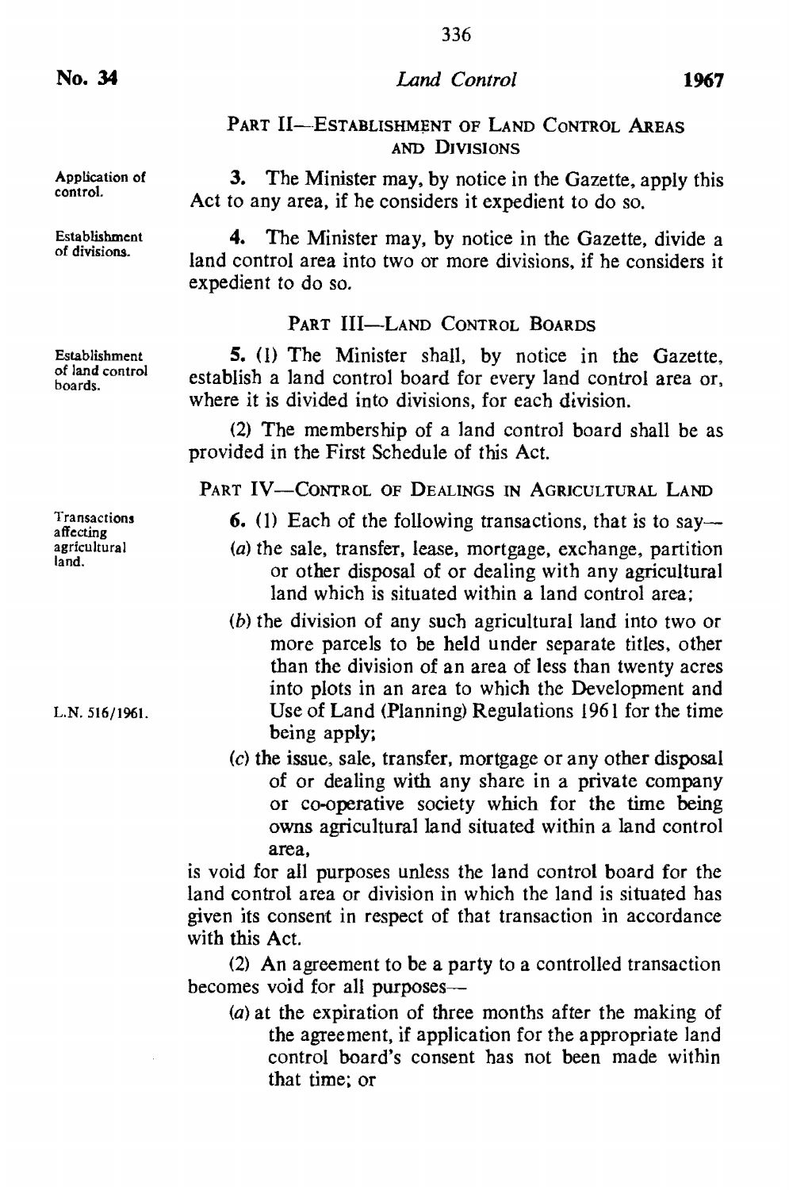## PART II—ESTABLISHMENT OF LAND CONTROL AREAS AND DIVISIONS

Application of control.

**3.** The Minister may, by notice in the Gazette, apply this Act to any area, if he considers it expedient to do so.

Establishment of divisions.

**4.** The Minister may, by notice in the Gazette, divide a land control area into two or more divisions, if he considers it expedient to do so.

## PART III—LAND CONTROL BOARDS

Establishment of land control boards.

**5.** (1) The Minister shall, by notice in the Gazette, establish a land control board for every land control area or, where it is divided into divisions, for each division.

(2) The membership of a land control board shall be as provided in the First Schedule of this Act.

## PART IV—CONTROL OF DEALINGS IN AGRICULTURAL LAND

Transactions affecting agricultural land.

**6.** (1) Each of the following transactions, that is to say—

(*a*) the sale, transfer, lease, mortgage, exchange, partition or other disposal of or dealing with any agricultural land which is situated within a land control area;

(*b*) the division of any such agricultural land into two or more parcels to be held under separate titles, other than the division of an area of less than twenty acres into plots in an area to which the Development and Use of Land (Planning) Regulations 1961 for the time being apply;

L.N. 516/1961.

(*c*) the issue, sale, transfer, mortgage or any other disposal of or dealing with any share in a private company or co-operative society which for the time being owns agricultural land situated within a land control area,

is void for all purposes unless the land control board for the land control area or division in which the land is situated has given its consent in respect of that transaction in accordance with this Act.

(2) An agreement to be a party to a controlled transaction becomes void for all purposes—

(*a*) at the expiration of three months after the making of the agreement, if application for the appropriate land control board's consent has not been made within that time; or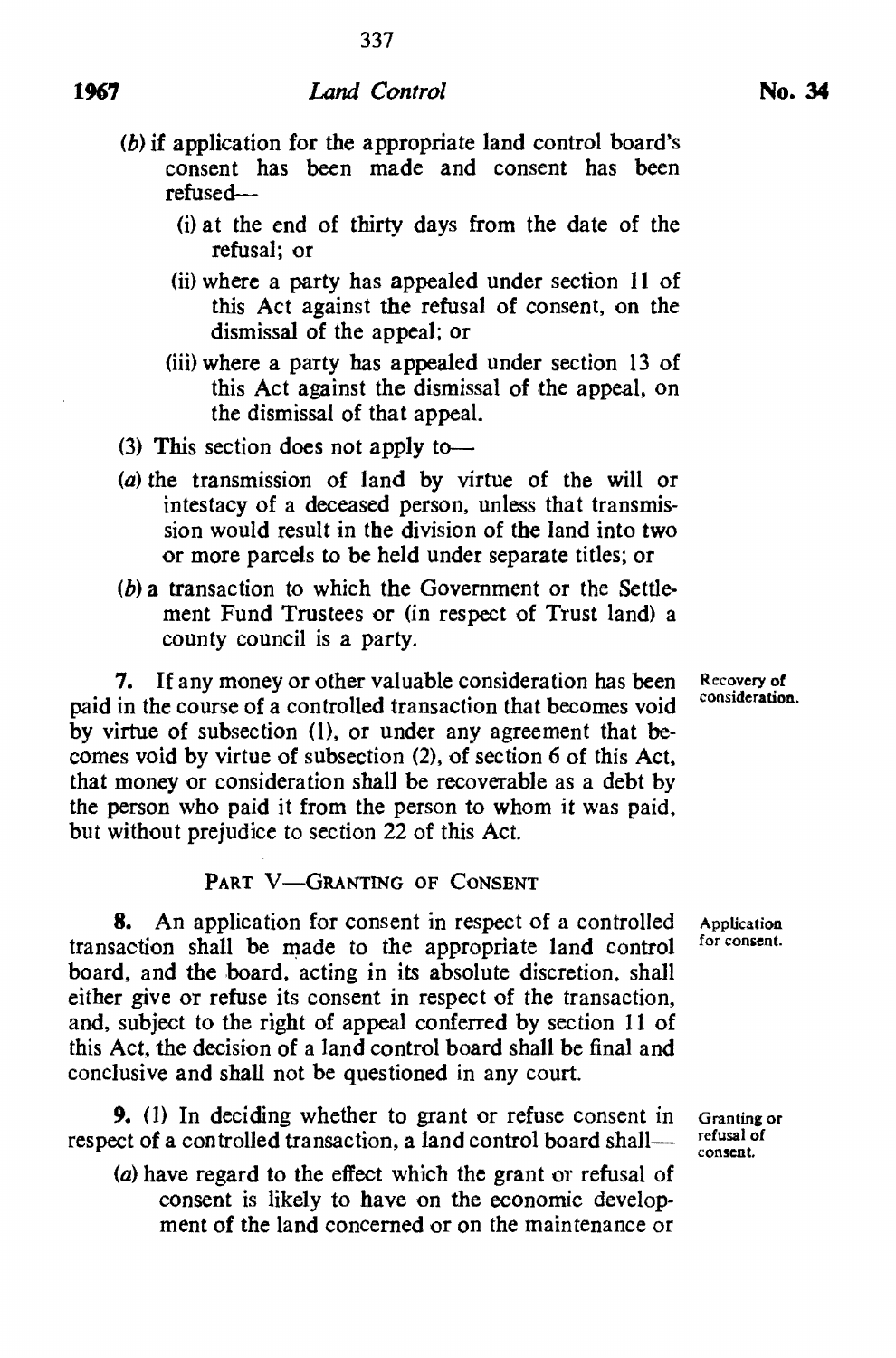(*b*) if application for the appropriate land control board's consent has been made and consent has been refused—

(i) at the end of thirty days from the date of the refusal; or

(ii) where a party has appealed under section 11 of this Act against the refusal of consent, on the dismissal of the appeal; or

(iii) where a party has appealed under section 13 of this Act against the dismissal of the appeal, on the dismissal of that appeal.

(3) This section does not apply to—

(*a*) the transmission of land by virtue of the will or intestacy of a deceased person, unless that transmission would result in the division of the land into two or more parcels to be held under separate titles; or

(*b*) a transaction to which the Government or the Settlement Fund Trustees or (in respect of Trust land) a county council is a party.

**Recovery of consideration.**

**7.** If any money or other valuable consideration has been paid in the course of a controlled transaction that becomes void by virtue of subsection (1), or under any agreement that becomes void by virtue of subsection (2), of section 6 of this Act, that money or consideration shall be recoverable as a debt by the person who paid it from the person to whom it was paid, but without prejudice to section 22 of this Act.

## PART V—GRANTING OF CONSENT

**Application for consent.**

**8.** An application for consent in respect of a controlled transaction shall be made to the appropriate land control board, and the board, acting in its absolute discretion, shall either give or refuse its consent in respect of the transaction, and, subject to the right of appeal conferred by section 11 of this Act, the decision of a land control board shall be final and conclusive and shall not be questioned in any court.

**Granting or refusal of consent.**

**9.** (1) In deciding whether to grant or refuse consent in respect of a controlled transaction, a land control board shall—

(*a*) have regard to the effect which the grant or refusal of consent is likely to have on the economic development of the land concerned or on the maintenance or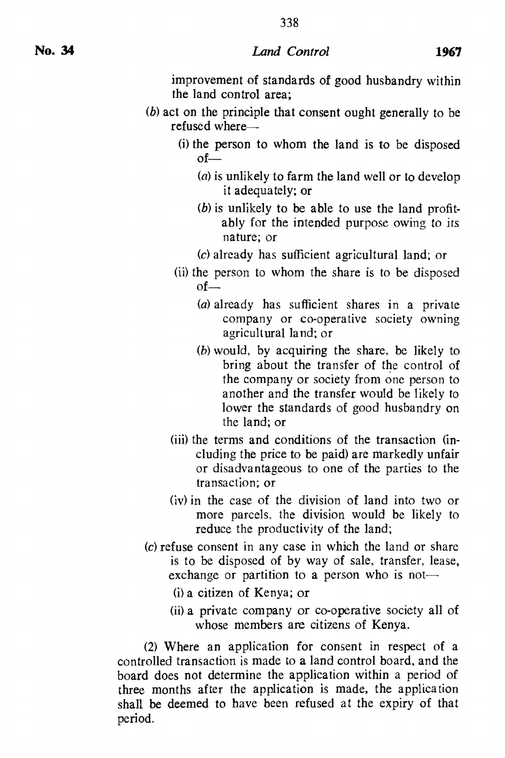improvement of standards of good husbandry within the land control area;

(b) act on the principle that consent ought generally to be refused where—

  (i) the person to whom the land is to be disposed of—

    (a) is unlikely to farm the land well or to develop it adequately; or

    (b) is unlikely to be able to use the land profitably for the intended purpose owing to its nature; or

    (c) already has sufficient agricultural land; or

  (ii) the person to whom the share is to be disposed of—

    (a) already has sufficient shares in a private company or co-operative society owning agricultural land; or

    (b) would, by acquiring the share, be likely to bring about the transfer of the control of the company or society from one person to another and the transfer would be likely to lower the standards of good husbandry on the land; or

  (iii) the terms and conditions of the transaction (including the price to be paid) are markedly unfair or disadvantageous to one of the parties to the transaction; or

  (iv) in the case of the division of land into two or more parcels, the division would be likely to reduce the productivity of the land;

(c) refuse consent in any case in which the land or share is to be disposed of by way of sale, transfer, lease, exchange or partition to a person who is not—

  (i) a citizen of Kenya; or

  (ii) a private company or co-operative society all of whose members are citizens of Kenya.

(2) Where an application for consent in respect of a controlled transaction is made to a land control board, and the board does not determine the application within a period of three months after the application is made, the application shall be deemed to have been refused at the expiry of that period.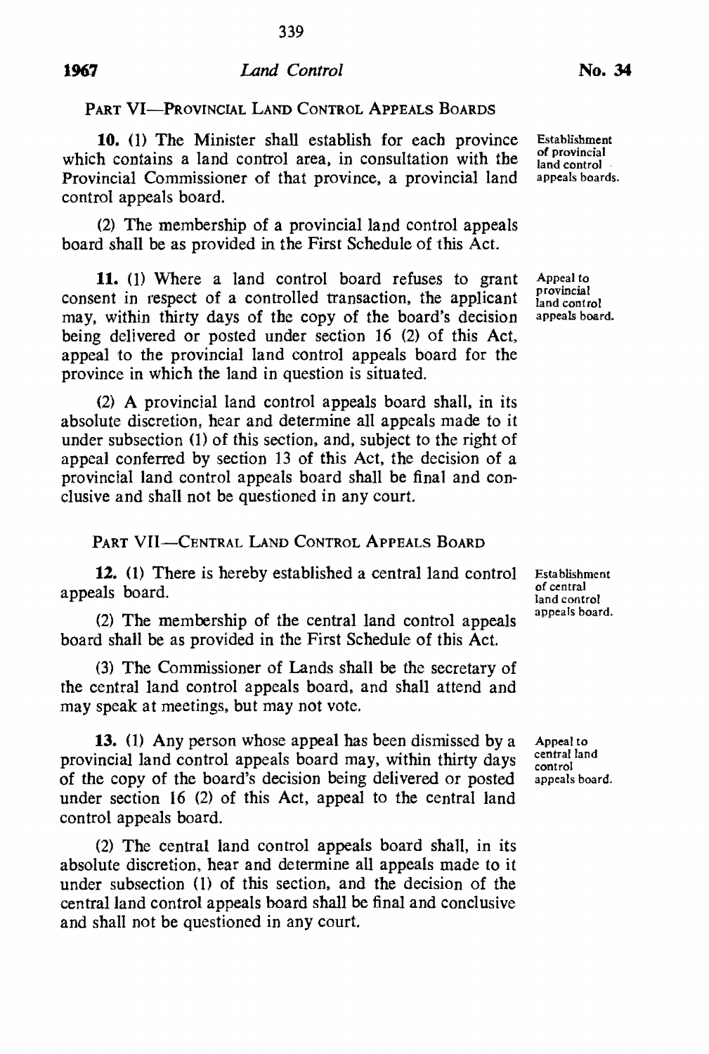## PART VI—PROVINCIAL LAND CONTROL APPEALS BOARDS

*Establishment of provincial land control appeals boards.*

**10.** (1) The Minister shall establish for each province which contains a land control area, in consultation with the Provincial Commissioner of that province, a provincial land control appeals board.

(2) The membership of a provincial land control appeals board shall be as provided in the First Schedule of this Act.

*Appeal to provincial land control appeals board.*

**11.** (1) Where a land control board refuses to grant consent in respect of a controlled transaction, the applicant may, within thirty days of the copy of the board's decision being delivered or posted under section 16 (2) of this Act, appeal to the provincial land control appeals board for the province in which the land in question is situated.

(2) A provincial land control appeals board shall, in its absolute discretion, hear and determine all appeals made to it under subsection (1) of this section, and, subject to the right of appeal conferred by section 13 of this Act, the decision of a provincial land control appeals board shall be final and conclusive and shall not be questioned in any court.

## PART VII—CENTRAL LAND CONTROL APPEALS BOARD

*Establishment of central land control appeals board.*

**12.** (1) There is hereby established a central land control appeals board.

(2) The membership of the central land control appeals board shall be as provided in the First Schedule of this Act.

(3) The Commissioner of Lands shall be the secretary of the central land control appeals board, and shall attend and may speak at meetings, but may not vote.

*Appeal to central land control appeals board.*

**13.** (1) Any person whose appeal has been dismissed by a provincial land control appeals board may, within thirty days of the copy of the board's decision being delivered or posted under section 16 (2) of this Act, appeal to the central land control appeals board.

(2) The central land control appeals board shall, in its absolute discretion, hear and determine all appeals made to it under subsection (1) of this section, and the decision of the central land control appeals board shall be final and conclusive and shall not be questioned in any court.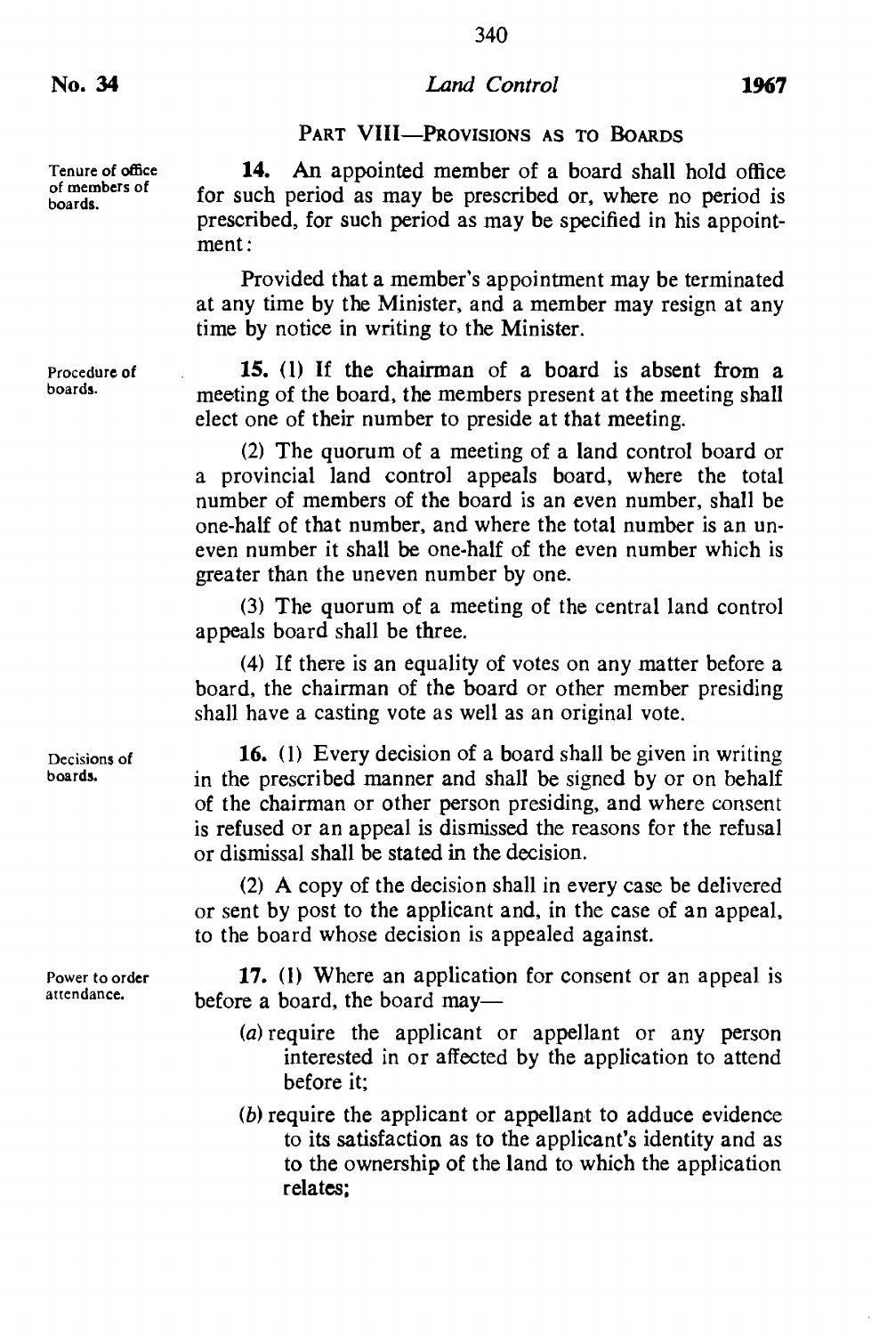## PART VIII—PROVISIONS AS TO BOARDS

*Tenure of office of members of boards.*

**14.** An appointed member of a board shall hold office for such period as may be prescribed or, where no period is prescribed, for such period as may be specified in his appointment:

Provided that a member's appointment may be terminated at any time by the Minister, and a member may resign at any time by notice in writing to the Minister.

*Procedure of boards.*

**15.** (1) If the chairman of a board is absent from a meeting of the board, the members present at the meeting shall elect one of their number to preside at that meeting.

(2) The quorum of a meeting of a land control board or a provincial land control appeals board, where the total number of members of the board is an even number, shall be one-half of that number, and where the total number is an uneven number it shall be one-half of the even number which is greater than the uneven number by one.

(3) The quorum of a meeting of the central land control appeals board shall be three.

(4) If there is an equality of votes on any matter before a board, the chairman of the board or other member presiding shall have a casting vote as well as an original vote.

*Decisions of boards.*

**16.** (1) Every decision of a board shall be given in writing in the prescribed manner and shall be signed by or on behalf of the chairman or other person presiding, and where consent is refused or an appeal is dismissed the reasons for the refusal or dismissal shall be stated in the decision.

(2) A copy of the decision shall in every case be delivered or sent by post to the applicant and, in the case of an appeal, to the board whose decision is appealed against.

*Power to order attendance.*

**17.** (1) Where an application for consent or an appeal is before a board, the board may—

(*a*) require the applicant or appellant or any person interested in or affected by the application to attend before it;

(*b*) require the applicant or appellant to adduce evidence to its satisfaction as to the applicant's identity and as to the ownership of the land to which the application relates;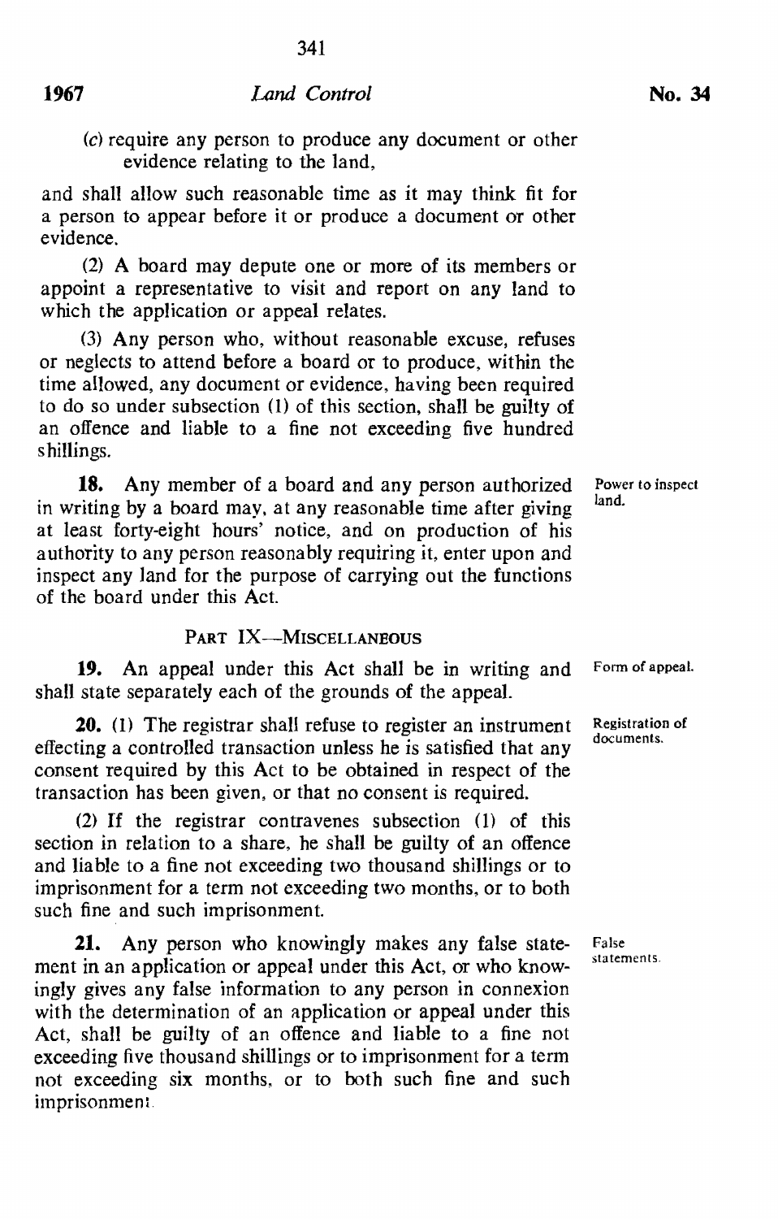(c) require any person to produce any document or other evidence relating to the land,

and shall allow such reasonable time as it may think fit for a person to appear before it or produce a document or other evidence.

(2) A board may depute one or more of its members or appoint a representative to visit and report on any land to which the application or appeal relates.

(3) Any person who, without reasonable excuse, refuses or neglects to attend before a board or to produce, within the time allowed, any document or evidence, having been required to do so under subsection (1) of this section, shall be guilty of an offence and liable to a fine not exceeding five hundred shillings.

**18.** Any member of a board and any person authorized in writing by a board may, at any reasonable time after giving at least forty-eight hours' notice, and on production of his authority to any person reasonably requiring it, enter upon and inspect any land for the purpose of carrying out the functions of the board under this Act.

*Power to inspect land.*

## PART IX—MISCELLANEOUS

**19.** An appeal under this Act shall be in writing and shall state separately each of the grounds of the appeal.

*Form of appeal.*

**20.** (1) The registrar shall refuse to register an instrument effecting a controlled transaction unless he is satisfied that any consent required by this Act to be obtained in respect of the transaction has been given, or that no consent is required.

*Registration of documents.*

(2) If the registrar contravenes subsection (1) of this section in relation to a share, he shall be guilty of an offence and liable to a fine not exceeding two thousand shillings or to imprisonment for a term not exceeding two months, or to both such fine and such imprisonment.

**21.** Any person who knowingly makes any false statement in an application or appeal under this Act, or who knowingly gives any false information to any person in connexion with the determination of an application or appeal under this Act, shall be guilty of an offence and liable to a fine not exceeding five thousand shillings or to imprisonment for a term not exceeding six months, or to both such fine and such imprisonment.

*False statements.*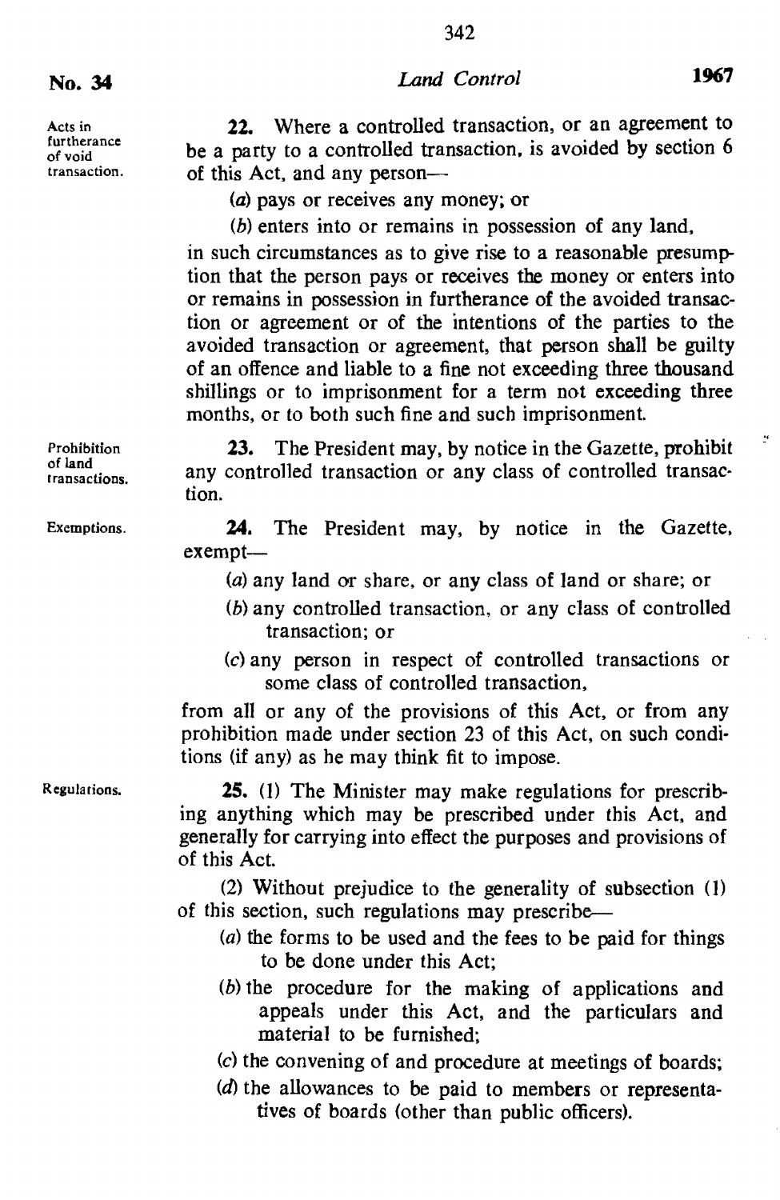**Acts in furtherance of void transaction.**

**22.** Where a controlled transaction, or an agreement to be a party to a controlled transaction, is avoided by section 6 of this Act, and any person—

(*a*) pays or receives any money; or

(*b*) enters into or remains in possession of any land,

in such circumstances as to give rise to a reasonable presumption that the person pays or receives the money or enters into or remains in possession in furtherance of the avoided transaction or agreement or of the intentions of the parties to the avoided transaction or agreement, that person shall be guilty of an offence and liable to a fine not exceeding three thousand shillings or to imprisonment for a term not exceeding three months, or to both such fine and such imprisonment.

**Prohibition of land transactions.**

**23.** The President may, by notice in the Gazette, prohibit any controlled transaction or any class of controlled transaction.

**Exemptions.**

**24.** The President may, by notice in the Gazette, exempt—

(*a*) any land or share, or any class of land or share; or

(*b*) any controlled transaction, or any class of controlled transaction; or

(*c*) any person in respect of controlled transactions or some class of controlled transaction,

from all or any of the provisions of this Act, or from any prohibition made under section 23 of this Act, on such conditions (if any) as he may think fit to impose.

**Regulations.**

**25.** (1) The Minister may make regulations for prescribing anything which may be prescribed under this Act, and generally for carrying into effect the purposes and provisions of of this Act.

(2) Without prejudice to the generality of subsection (1) of this section, such regulations may prescribe—

(*a*) the forms to be used and the fees to be paid for things to be done under this Act;

(*b*) the procedure for the making of applications and appeals under this Act, and the particulars and material to be furnished;

(*c*) the convening of and procedure at meetings of boards;

(*d*) the allowances to be paid to members or representatives of boards (other than public officers).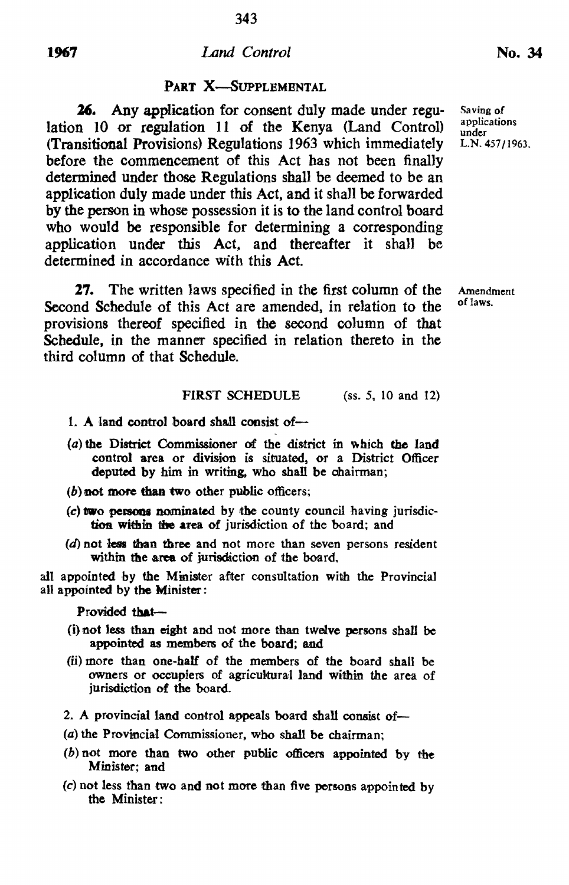## PART X—SUPPLEMENTAL

Saving of applications under L.N. 457/1963.

**26.** Any application for consent duly made under regulation 10 or regulation 11 of the Kenya (Land Control) (Transitional Provisions) Regulations 1963 which immediately before the commencement of this Act has not been finally determined under those Regulations shall be deemed to be an application duly made under this Act, and it shall be forwarded by the person in whose possession it is to the land control board who would be responsible for determining a corresponding application under this Act, and thereafter it shall be determined in accordance with this Act.

Amendment of laws.

**27.** The written laws specified in the first column of the Second Schedule of this Act are amended, in relation to the provisions thereof specified in the second column of that Schedule, in the manner specified in relation thereto in the third column of that Schedule.

### FIRST SCHEDULE (ss. 5, 10 and 12)

1. A land control board shall consist of—

(a) the District Commissioner of the district in which the land control area or division is situated, or a District Officer deputed by him in writing, who shall be chairman;

(b) not more than two other public officers;

(c) two persons nominated by the county council having jurisdiction within the area of jurisdiction of the board; and

(d) not less than three and not more than seven persons resident within the area of jurisdiction of the board,

all appointed by the Minister after consultation with the Provincial all appointed by the Minister:

Provided that—

(i) not less than eight and not more than twelve persons shall be appointed as members of the board; and

(ii) more than one-half of the members of the board shall be owners or occupiers of agricultural land within the area of jurisdiction of the board.

2. A provincial land control appeals board shall consist of—

(a) the Provincial Commissioner, who shall be chairman;

(b) not more than two other public officers appointed by the Minister; and

(c) not less than two and not more than five persons appointed by the Minister: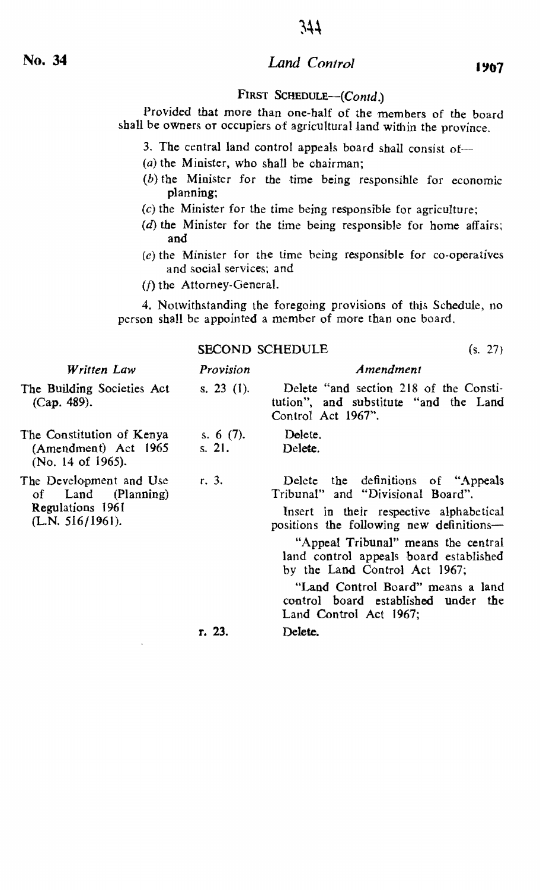FIRST SCHEDULE—*(Contd.)*

Provided that more than one-half of the members of the board shall be owners or occupiers of agricultural land within the province.

3. The central land control appeals board shall consist of—

(*a*) the Minister, who shall be chairman;

(*b*) the Minister for the time being responsible for economic planning;

(*c*) the Minister for the time being responsible for agriculture;

(*d*) the Minister for the time being responsible for home affairs; and

(*e*) the Minister for the time being responsible for co-operatives and social services; and

(*f*) the Attorney-General.

4. Notwithstanding the foregoing provisions of this Schedule, no person shall be appointed a member of more than one board.

## SECOND SCHEDULE (s. 27)

| *Written Law* | *Provision* | *Amendment* |
|---|---|---|
| The Building Societies Act (Cap. 489). | s. 23 (1). | Delete "and section 218 of the Constitution", and substitute "and the Land Control Act 1967". |
| The Constitution of Kenya (Amendment) Act 1965 (No. 14 of 1965). | s. 6 (7). | Delete. |
| | s. 21. | Delete. |
| The Development and Use of Land (Planning) Regulations 1961 (L.N. 516/1961). | r. 3. | Delete the definitions of "Appeals Tribunal" and "Divisional Board". Insert in their respective alphabetical positions the following new definitions— "Appeal Tribunal" means the central land control appeals board established by the Land Control Act 1967; "Land Control Board" means a land control board established under the Land Control Act 1967; |
| | r. 23. | Delete. |